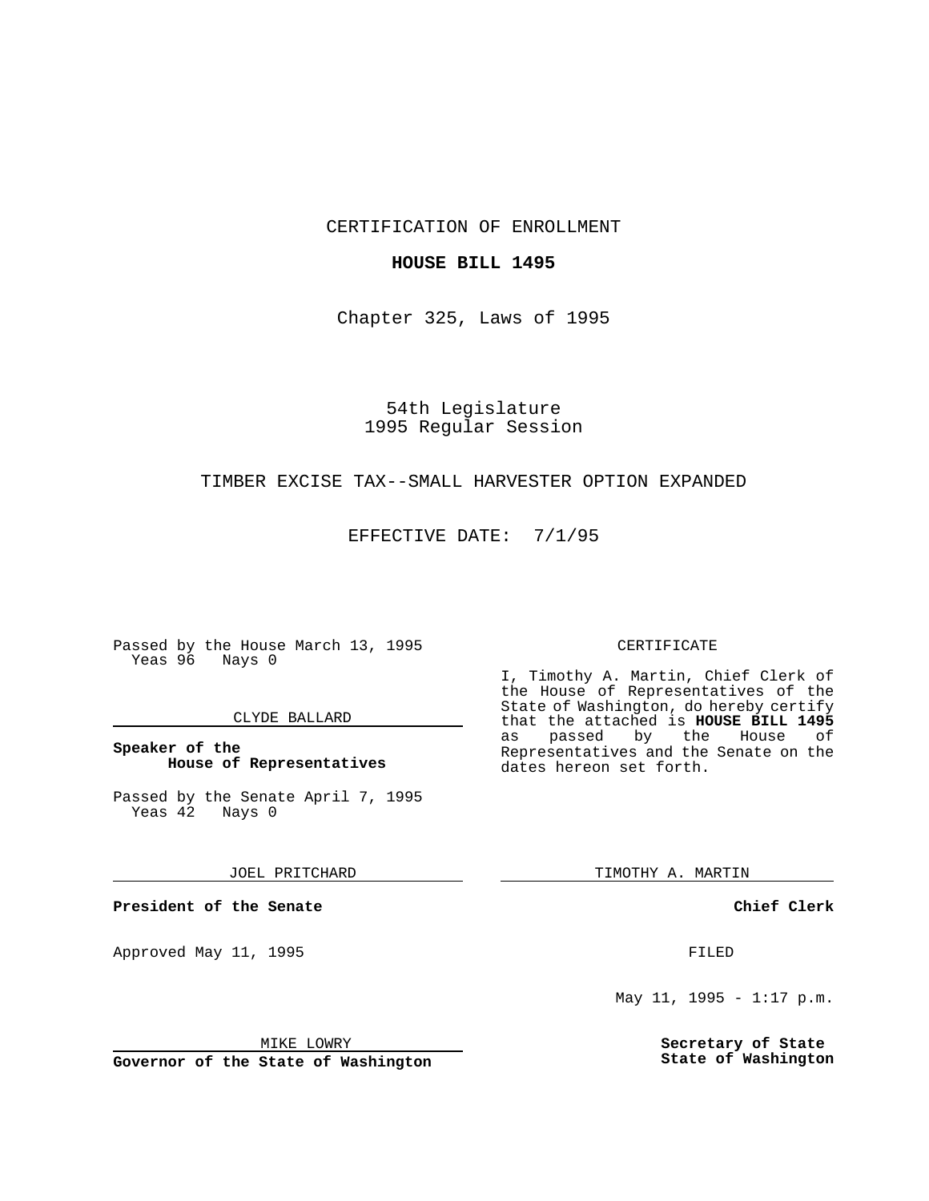CERTIFICATION OF ENROLLMENT

**HOUSE BILL 1495**

Chapter 325, Laws of 1995

54th Legislature
1995 Regular Session

TIMBER EXCISE TAX--SMALL HARVESTER OPTION EXPANDED

EFFECTIVE DATE: 7/1/95

Passed by the House March 13, 1995
Yeas 96 Nays 0

CLYDE BALLARD

**Speaker of the House of Representatives**

Passed by the Senate April 7, 1995
Yeas 42 Nays 0

JOEL PRITCHARD

**President of the Senate**

Approved May 11, 1995

MIKE LOWRY

**Governor of the State of Washington**

CERTIFICATE

I, Timothy A. Martin, Chief Clerk of the House of Representatives of the State of Washington, do hereby certify that the attached is **HOUSE BILL 1495** as passed by the House of Representatives and the Senate on the dates hereon set forth.

TIMOTHY A. MARTIN

**Chief Clerk**

FILED

May 11, 1995 - 1:17 p.m.

**Secretary of State State of Washington**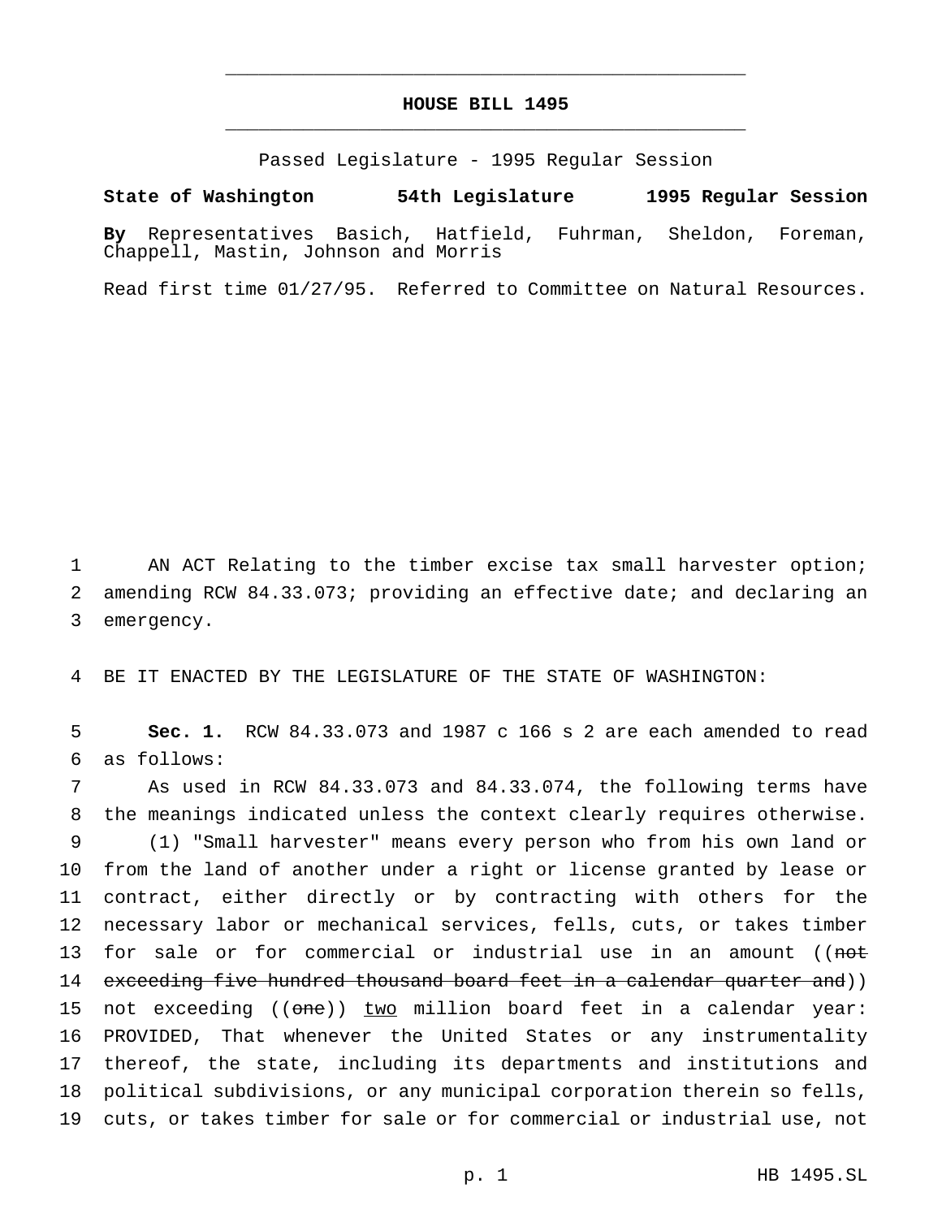# HOUSE BILL 1495

Passed Legislature - 1995 Regular Session

**State of Washington 54th Legislature 1995 Regular Session**

**By** Representatives Basich, Hatfield, Fuhrman, Sheldon, Foreman, Chappell, Mastin, Johnson and Morris

Read first time 01/27/95. Referred to Committee on Natural Resources.

AN ACT Relating to the timber excise tax small harvester option; amending RCW 84.33.073; providing an effective date; and declaring an emergency.

BE IT ENACTED BY THE LEGISLATURE OF THE STATE OF WASHINGTON:

**Sec. 1.** RCW 84.33.073 and 1987 c 166 s 2 are each amended to read as follows:

As used in RCW 84.33.073 and 84.33.074, the following terms have the meanings indicated unless the context clearly requires otherwise.

(1) "Small harvester" means every person who from his own land or from the land of another under a right or license granted by lease or contract, either directly or by contracting with others for the necessary labor or mechanical services, fells, cuts, or takes timber for sale or for commercial or industrial use in an amount ((~~not exceeding five hundred thousand board feet in a calendar quarter and~~)) not exceeding ((~~one~~)) <u>two</u> million board feet in a calendar year: PROVIDED, That whenever the United States or any instrumentality thereof, the state, including its departments and institutions and political subdivisions, or any municipal corporation therein so fells, cuts, or takes timber for sale or for commercial or industrial use, not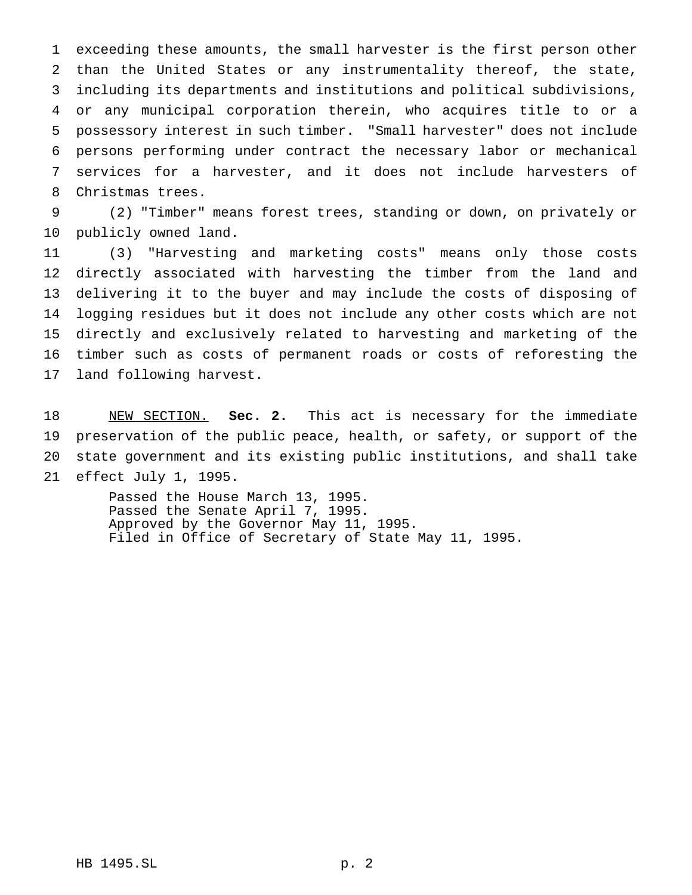exceeding these amounts, the small harvester is the first person other than the United States or any instrumentality thereof, the state, including its departments and institutions and political subdivisions, or any municipal corporation therein, who acquires title to or a possessory interest in such timber. "Small harvester" does not include persons performing under contract the necessary labor or mechanical services for a harvester, and it does not include harvesters of Christmas trees.

(2) "Timber" means forest trees, standing or down, on privately or publicly owned land.

(3) "Harvesting and marketing costs" means only those costs directly associated with harvesting the timber from the land and delivering it to the buyer and may include the costs of disposing of logging residues but it does not include any other costs which are not directly and exclusively related to harvesting and marketing of the timber such as costs of permanent roads or costs of reforesting the land following harvest.

NEW SECTION. **Sec. 2.** This act is necessary for the immediate preservation of the public peace, health, or safety, or support of the state government and its existing public institutions, and shall take effect July 1, 1995.

Passed the House March 13, 1995.
Passed the Senate April 7, 1995.
Approved by the Governor May 11, 1995.
Filed in Office of Secretary of State May 11, 1995.